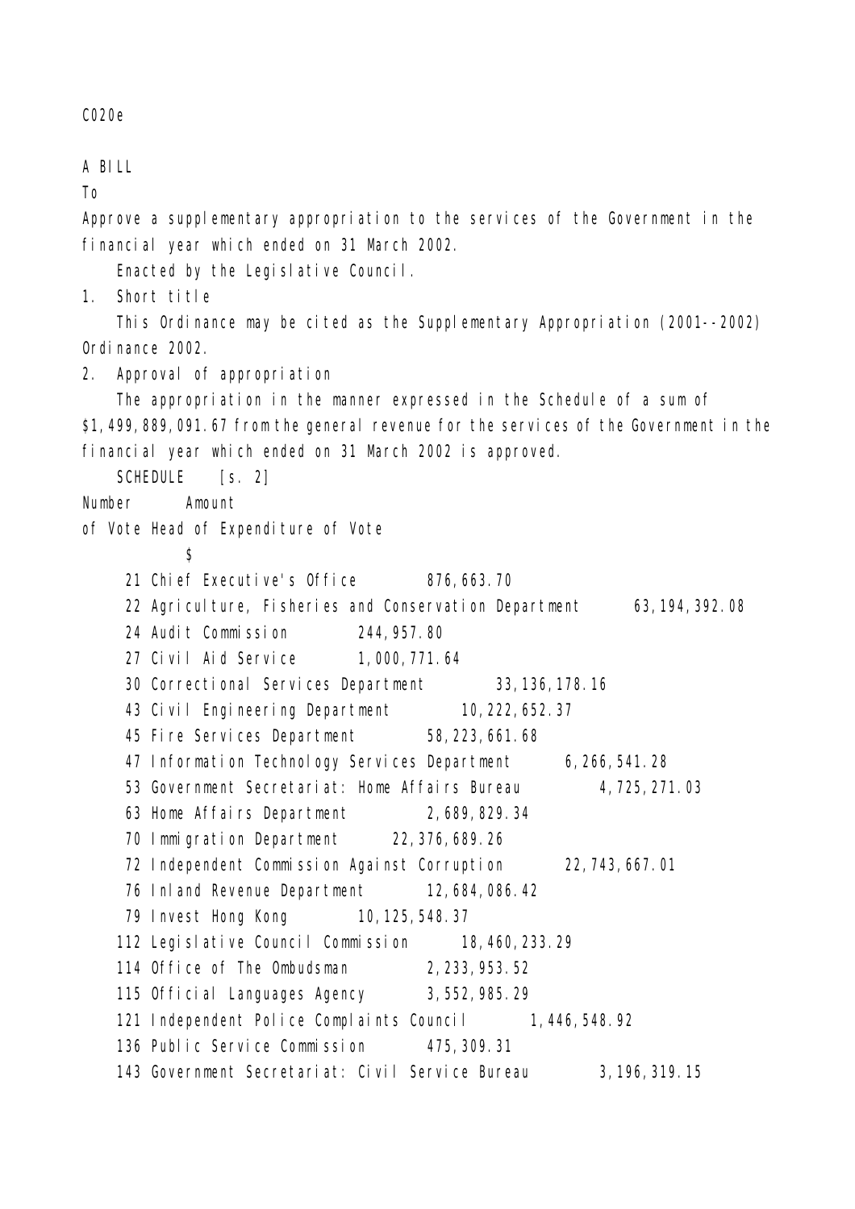C020e

A BILL

To

Approve a supplementary appropriation to the services of the Government in the financial year which ended on 31 March 2002.

Enacted by the Legislative Council.

1. Short title

This Ordinance may be cited as the Supplementary Appropriation (2001--2002) Ordinance 2002.

2. Approval of appropriation

The appropriation in the manner expressed in the Schedule of a sum of $1,499,889,091.67 from the general revenue for the services of the Government in the financial year which ended on 31 March 2002 is approved.

SCHEDULE [s. 2]

| Number of Vote | Head of Expenditure of Vote | Amount $ |
|---|---|---|
| 21 | Chief Executive's Office | 876,663.70 |
| 22 | Agriculture, Fisheries and Conservation Department | 63,194,392.08 |
| 24 | Audit Commission | 244,957.80 |
| 27 | Civil Aid Service | 1,000,771.64 |
| 30 | Correctional Services Department | 33,136,178.16 |
| 43 | Civil Engineering Department | 10,222,652.37 |
| 45 | Fire Services Department | 58,223,661.68 |
| 47 | Information Technology Services Department | 6,266,541.28 |
| 53 | Government Secretariat: Home Affairs Bureau | 4,725,271.03 |
| 63 | Home Affairs Department | 2,689,829.34 |
| 70 | Immigration Department | 22,376,689.26 |
| 72 | Independent Commission Against Corruption | 22,743,667.01 |
| 76 | Inland Revenue Department | 12,684,086.42 |
| 79 | Invest Hong Kong | 10,125,548.37 |
| 112 | Legislative Council Commission | 18,460,233.29 |
| 114 | Office of The Ombudsman | 2,233,953.52 |
| 115 | Official Languages Agency | 3,552,985.29 |
| 121 | Independent Police Complaints Council | 1,446,548.92 |
| 136 | Public Service Commission | 475,309.31 |
| 143 | Government Secretariat: Civil Service Bureau | 3,196,319.15 |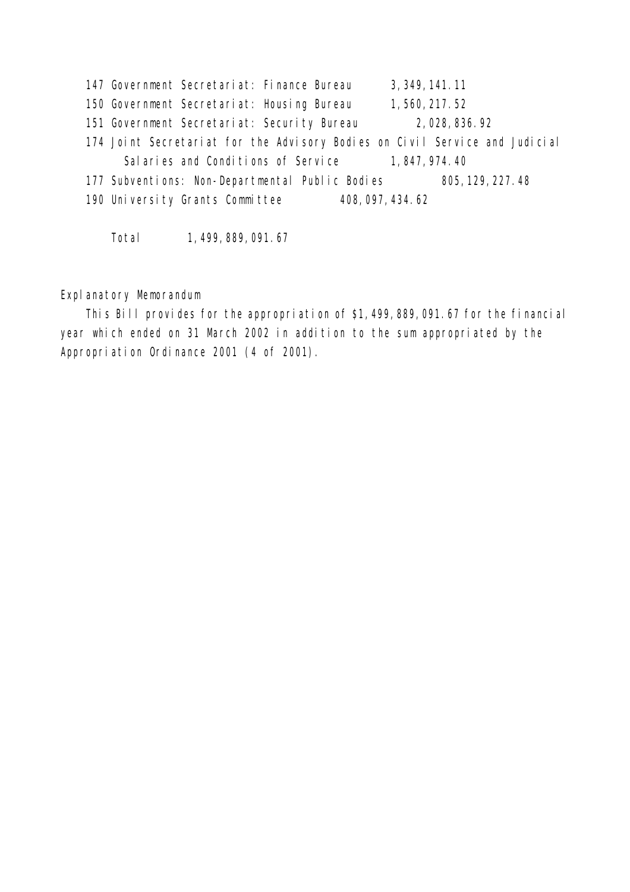| | | |
|---|---|---|
| 147 | Government Secretariat: Finance Bureau | 3,349,141.11 |
| 150 | Government Secretariat: Housing Bureau | 1,560,217.52 |
| 151 | Government Secretariat: Security Bureau | 2,028,836.92 |
| 174 | Joint Secretariat for the Advisory Bodies on Civil Service and Judicial Salaries and Conditions of Service | 1,847,974.40 |
| 177 | Subventions: Non-Departmental Public Bodies | 805,129,227.48 |
| 190 | University Grants Committee | 408,097,434.62 |
| | Total | 1,499,889,091.67 |

Explanatory Memorandum

This Bill provides for the appropriation of $1,499,889,091.67 for the financial year which ended on 31 March 2002 in addition to the sum appropriated by the Appropriation Ordinance 2001 (4 of 2001).